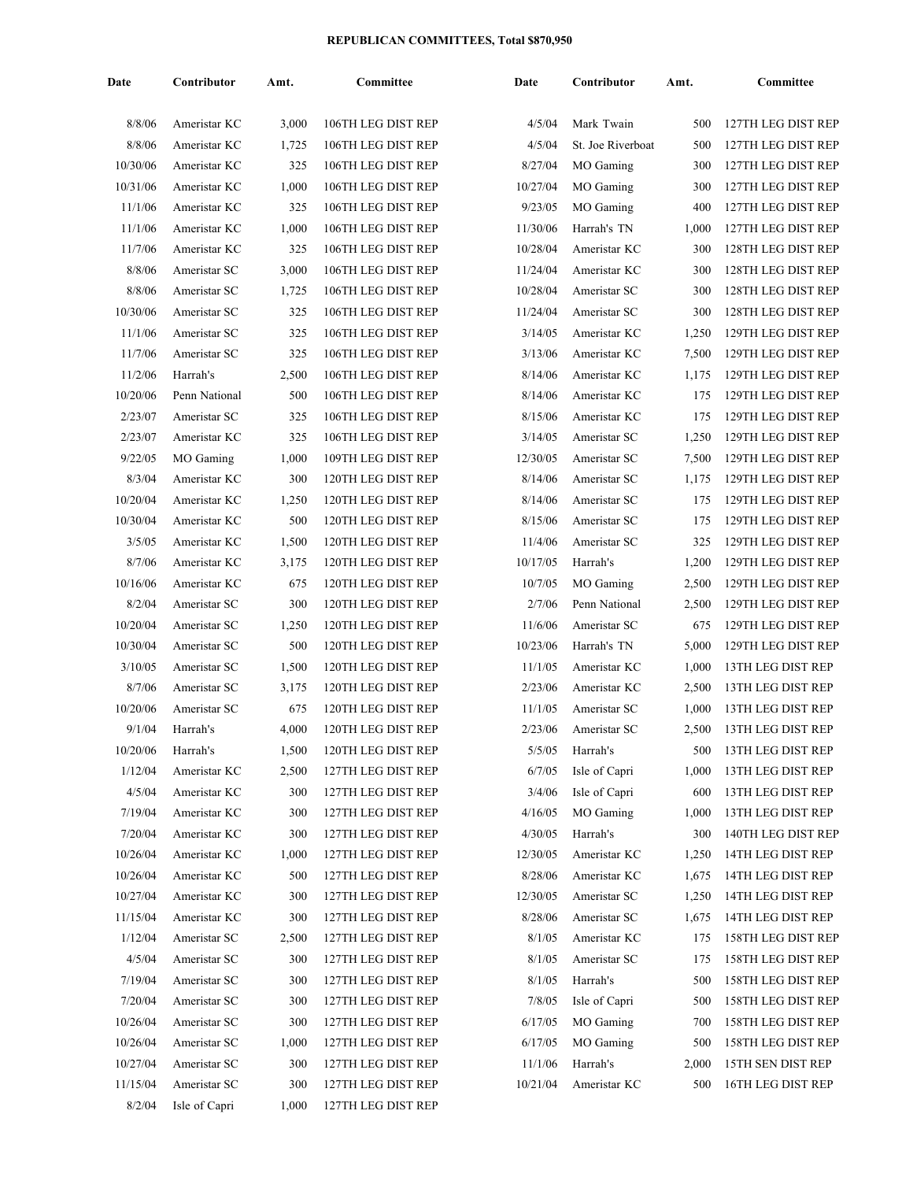**REPUBLICAN COMMITTEES, Total $870,950**

| Date | Contributor | Amt. | Committee |
|---|---|---|---|
| 8/8/06 | Ameristar KC | 3,000 | 106TH LEG DIST REP |
| 8/8/06 | Ameristar KC | 1,725 | 106TH LEG DIST REP |
| 10/30/06 | Ameristar KC | 325 | 106TH LEG DIST REP |
| 10/31/06 | Ameristar KC | 1,000 | 106TH LEG DIST REP |
| 11/1/06 | Ameristar KC | 325 | 106TH LEG DIST REP |
| 11/1/06 | Ameristar KC | 1,000 | 106TH LEG DIST REP |
| 11/7/06 | Ameristar KC | 325 | 106TH LEG DIST REP |
| 8/8/06 | Ameristar SC | 3,000 | 106TH LEG DIST REP |
| 8/8/06 | Ameristar SC | 1,725 | 106TH LEG DIST REP |
| 10/30/06 | Ameristar SC | 325 | 106TH LEG DIST REP |
| 11/1/06 | Ameristar SC | 325 | 106TH LEG DIST REP |
| 11/7/06 | Ameristar SC | 325 | 106TH LEG DIST REP |
| 11/2/06 | Harrah's | 2,500 | 106TH LEG DIST REP |
| 10/20/06 | Penn National | 500 | 106TH LEG DIST REP |
| 2/23/07 | Ameristar SC | 325 | 106TH LEG DIST REP |
| 2/23/07 | Ameristar KC | 325 | 106TH LEG DIST REP |
| 9/22/05 | MO Gaming | 1,000 | 109TH LEG DIST REP |
| 8/3/04 | Ameristar KC | 300 | 120TH LEG DIST REP |
| 10/20/04 | Ameristar KC | 1,250 | 120TH LEG DIST REP |
| 10/30/04 | Ameristar KC | 500 | 120TH LEG DIST REP |
| 3/5/05 | Ameristar KC | 1,500 | 120TH LEG DIST REP |
| 8/7/06 | Ameristar KC | 3,175 | 120TH LEG DIST REP |
| 10/16/06 | Ameristar KC | 675 | 120TH LEG DIST REP |
| 8/2/04 | Ameristar SC | 300 | 120TH LEG DIST REP |
| 10/20/04 | Ameristar SC | 1,250 | 120TH LEG DIST REP |
| 10/30/04 | Ameristar SC | 500 | 120TH LEG DIST REP |
| 3/10/05 | Ameristar SC | 1,500 | 120TH LEG DIST REP |
| 8/7/06 | Ameristar SC | 3,175 | 120TH LEG DIST REP |
| 10/20/06 | Ameristar SC | 675 | 120TH LEG DIST REP |
| 9/1/04 | Harrah's | 4,000 | 120TH LEG DIST REP |
| 10/20/06 | Harrah's | 1,500 | 120TH LEG DIST REP |
| 1/12/04 | Ameristar KC | 2,500 | 127TH LEG DIST REP |
| 4/5/04 | Ameristar KC | 300 | 127TH LEG DIST REP |
| 7/19/04 | Ameristar KC | 300 | 127TH LEG DIST REP |
| 7/20/04 | Ameristar KC | 300 | 127TH LEG DIST REP |
| 10/26/04 | Ameristar KC | 1,000 | 127TH LEG DIST REP |
| 10/26/04 | Ameristar KC | 500 | 127TH LEG DIST REP |
| 10/27/04 | Ameristar KC | 300 | 127TH LEG DIST REP |
| 11/15/04 | Ameristar KC | 300 | 127TH LEG DIST REP |
| 1/12/04 | Ameristar SC | 2,500 | 127TH LEG DIST REP |
| 4/5/04 | Ameristar SC | 300 | 127TH LEG DIST REP |
| 7/19/04 | Ameristar SC | 300 | 127TH LEG DIST REP |
| 7/20/04 | Ameristar SC | 300 | 127TH LEG DIST REP |
| 10/26/04 | Ameristar SC | 300 | 127TH LEG DIST REP |
| 10/26/04 | Ameristar SC | 1,000 | 127TH LEG DIST REP |
| 10/27/04 | Ameristar SC | 300 | 127TH LEG DIST REP |
| 11/15/04 | Ameristar SC | 300 | 127TH LEG DIST REP |
| 8/2/04 | Isle of Capri | 1,000 | 127TH LEG DIST REP |
| 4/5/04 | Mark Twain | 500 | 127TH LEG DIST REP |
| 4/5/04 | St. Joe Riverboat | 500 | 127TH LEG DIST REP |
| 8/27/04 | MO Gaming | 300 | 127TH LEG DIST REP |
| 10/27/04 | MO Gaming | 300 | 127TH LEG DIST REP |
| 9/23/05 | MO Gaming | 400 | 127TH LEG DIST REP |
| 11/30/06 | Harrah's TN | 1,000 | 127TH LEG DIST REP |
| 10/28/04 | Ameristar KC | 300 | 128TH LEG DIST REP |
| 11/24/04 | Ameristar KC | 300 | 128TH LEG DIST REP |
| 10/28/04 | Ameristar SC | 300 | 128TH LEG DIST REP |
| 11/24/04 | Ameristar SC | 300 | 128TH LEG DIST REP |
| 3/14/05 | Ameristar KC | 1,250 | 129TH LEG DIST REP |
| 3/13/06 | Ameristar KC | 7,500 | 129TH LEG DIST REP |
| 8/14/06 | Ameristar KC | 1,175 | 129TH LEG DIST REP |
| 8/14/06 | Ameristar KC | 175 | 129TH LEG DIST REP |
| 8/15/06 | Ameristar KC | 175 | 129TH LEG DIST REP |
| 3/14/05 | Ameristar SC | 1,250 | 129TH LEG DIST REP |
| 12/30/05 | Ameristar SC | 7,500 | 129TH LEG DIST REP |
| 8/14/06 | Ameristar SC | 1,175 | 129TH LEG DIST REP |
| 8/14/06 | Ameristar SC | 175 | 129TH LEG DIST REP |
| 8/15/06 | Ameristar SC | 175 | 129TH LEG DIST REP |
| 11/4/06 | Ameristar SC | 325 | 129TH LEG DIST REP |
| 10/17/05 | Harrah's | 1,200 | 129TH LEG DIST REP |
| 10/7/05 | MO Gaming | 2,500 | 129TH LEG DIST REP |
| 2/7/06 | Penn National | 2,500 | 129TH LEG DIST REP |
| 11/6/06 | Ameristar SC | 675 | 129TH LEG DIST REP |
| 10/23/06 | Harrah's TN | 5,000 | 129TH LEG DIST REP |
| 11/1/05 | Ameristar KC | 1,000 | 13TH LEG DIST REP |
| 2/23/06 | Ameristar KC | 2,500 | 13TH LEG DIST REP |
| 11/1/05 | Ameristar SC | 1,000 | 13TH LEG DIST REP |
| 2/23/06 | Ameristar SC | 2,500 | 13TH LEG DIST REP |
| 5/5/05 | Harrah's | 500 | 13TH LEG DIST REP |
| 6/7/05 | Isle of Capri | 1,000 | 13TH LEG DIST REP |
| 3/4/06 | Isle of Capri | 600 | 13TH LEG DIST REP |
| 4/16/05 | MO Gaming | 1,000 | 13TH LEG DIST REP |
| 4/30/05 | Harrah's | 300 | 140TH LEG DIST REP |
| 12/30/05 | Ameristar KC | 1,250 | 14TH LEG DIST REP |
| 8/28/06 | Ameristar KC | 1,675 | 14TH LEG DIST REP |
| 12/30/05 | Ameristar SC | 1,250 | 14TH LEG DIST REP |
| 8/28/06 | Ameristar SC | 1,675 | 14TH LEG DIST REP |
| 8/1/05 | Ameristar KC | 175 | 158TH LEG DIST REP |
| 8/1/05 | Ameristar SC | 175 | 158TH LEG DIST REP |
| 8/1/05 | Harrah's | 500 | 158TH LEG DIST REP |
| 7/8/05 | Isle of Capri | 500 | 158TH LEG DIST REP |
| 6/17/05 | MO Gaming | 700 | 158TH LEG DIST REP |
| 6/17/05 | MO Gaming | 500 | 158TH LEG DIST REP |
| 11/1/06 | Harrah's | 2,000 | 15TH SEN DIST REP |
| 10/21/04 | Ameristar KC | 500 | 16TH LEG DIST REP |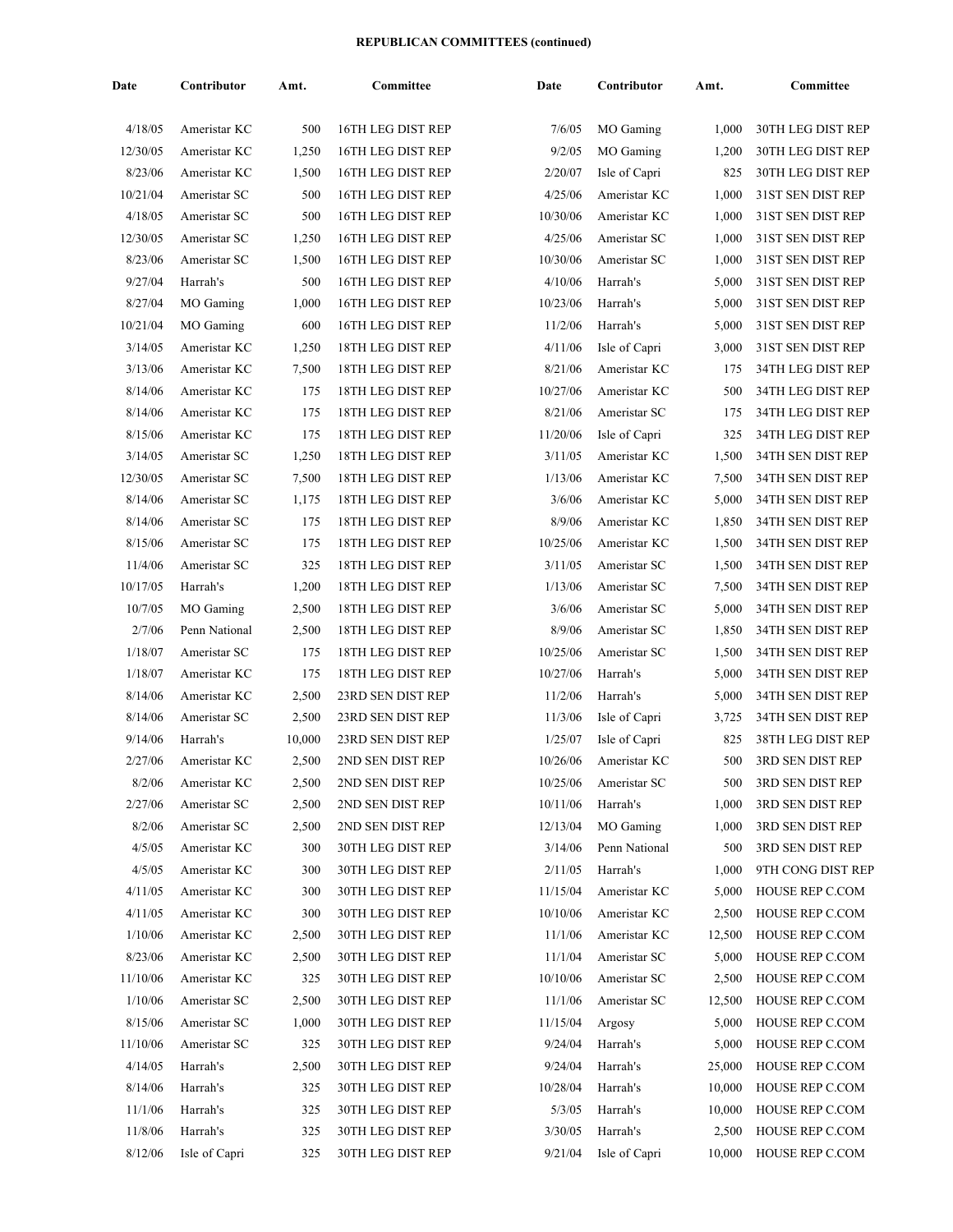**REPUBLICAN COMMITTEES (continued)**

| Date | Contributor | Amt. | Committee |
|---|---|---|---|
| 4/18/05 | Ameristar KC | 500 | 16TH LEG DIST REP |
| 12/30/05 | Ameristar KC | 1,250 | 16TH LEG DIST REP |
| 8/23/06 | Ameristar KC | 1,500 | 16TH LEG DIST REP |
| 10/21/04 | Ameristar SC | 500 | 16TH LEG DIST REP |
| 4/18/05 | Ameristar SC | 500 | 16TH LEG DIST REP |
| 12/30/05 | Ameristar SC | 1,250 | 16TH LEG DIST REP |
| 8/23/06 | Ameristar SC | 1,500 | 16TH LEG DIST REP |
| 9/27/04 | Harrah's | 500 | 16TH LEG DIST REP |
| 8/27/04 | MO Gaming | 1,000 | 16TH LEG DIST REP |
| 10/21/04 | MO Gaming | 600 | 16TH LEG DIST REP |
| 3/14/05 | Ameristar KC | 1,250 | 18TH LEG DIST REP |
| 3/13/06 | Ameristar KC | 7,500 | 18TH LEG DIST REP |
| 8/14/06 | Ameristar KC | 175 | 18TH LEG DIST REP |
| 8/14/06 | Ameristar KC | 175 | 18TH LEG DIST REP |
| 8/15/06 | Ameristar KC | 175 | 18TH LEG DIST REP |
| 3/14/05 | Ameristar SC | 1,250 | 18TH LEG DIST REP |
| 12/30/05 | Ameristar SC | 7,500 | 18TH LEG DIST REP |
| 8/14/06 | Ameristar SC | 1,175 | 18TH LEG DIST REP |
| 8/14/06 | Ameristar SC | 175 | 18TH LEG DIST REP |
| 8/15/06 | Ameristar SC | 175 | 18TH LEG DIST REP |
| 11/4/06 | Ameristar SC | 325 | 18TH LEG DIST REP |
| 10/17/05 | Harrah's | 1,200 | 18TH LEG DIST REP |
| 10/7/05 | MO Gaming | 2,500 | 18TH LEG DIST REP |
| 2/7/06 | Penn National | 2,500 | 18TH LEG DIST REP |
| 1/18/07 | Ameristar SC | 175 | 18TH LEG DIST REP |
| 1/18/07 | Ameristar KC | 175 | 18TH LEG DIST REP |
| 8/14/06 | Ameristar KC | 2,500 | 23RD SEN DIST REP |
| 8/14/06 | Ameristar SC | 2,500 | 23RD SEN DIST REP |
| 9/14/06 | Harrah's | 10,000 | 23RD SEN DIST REP |
| 2/27/06 | Ameristar KC | 2,500 | 2ND SEN DIST REP |
| 8/2/06 | Ameristar KC | 2,500 | 2ND SEN DIST REP |
| 2/27/06 | Ameristar SC | 2,500 | 2ND SEN DIST REP |
| 8/2/06 | Ameristar SC | 2,500 | 2ND SEN DIST REP |
| 4/5/05 | Ameristar KC | 300 | 30TH LEG DIST REP |
| 4/5/05 | Ameristar KC | 300 | 30TH LEG DIST REP |
| 4/11/05 | Ameristar KC | 300 | 30TH LEG DIST REP |
| 4/11/05 | Ameristar KC | 300 | 30TH LEG DIST REP |
| 1/10/06 | Ameristar KC | 2,500 | 30TH LEG DIST REP |
| 8/23/06 | Ameristar KC | 2,500 | 30TH LEG DIST REP |
| 11/10/06 | Ameristar KC | 325 | 30TH LEG DIST REP |
| 1/10/06 | Ameristar SC | 2,500 | 30TH LEG DIST REP |
| 8/15/06 | Ameristar SC | 1,000 | 30TH LEG DIST REP |
| 11/10/06 | Ameristar SC | 325 | 30TH LEG DIST REP |
| 4/14/05 | Harrah's | 2,500 | 30TH LEG DIST REP |
| 8/14/06 | Harrah's | 325 | 30TH LEG DIST REP |
| 11/1/06 | Harrah's | 325 | 30TH LEG DIST REP |
| 11/8/06 | Harrah's | 325 | 30TH LEG DIST REP |
| 8/12/06 | Isle of Capri | 325 | 30TH LEG DIST REP |
| 7/6/05 | MO Gaming | 1,000 | 30TH LEG DIST REP |
| 9/2/05 | MO Gaming | 1,200 | 30TH LEG DIST REP |
| 2/20/07 | Isle of Capri | 825 | 30TH LEG DIST REP |
| 4/25/06 | Ameristar KC | 1,000 | 31ST SEN DIST REP |
| 10/30/06 | Ameristar KC | 1,000 | 31ST SEN DIST REP |
| 4/25/06 | Ameristar SC | 1,000 | 31ST SEN DIST REP |
| 10/30/06 | Ameristar SC | 1,000 | 31ST SEN DIST REP |
| 4/10/06 | Harrah's | 5,000 | 31ST SEN DIST REP |
| 10/23/06 | Harrah's | 5,000 | 31ST SEN DIST REP |
| 11/2/06 | Harrah's | 5,000 | 31ST SEN DIST REP |
| 4/11/06 | Isle of Capri | 3,000 | 31ST SEN DIST REP |
| 8/21/06 | Ameristar KC | 175 | 34TH LEG DIST REP |
| 10/27/06 | Ameristar KC | 500 | 34TH LEG DIST REP |
| 8/21/06 | Ameristar SC | 175 | 34TH LEG DIST REP |
| 11/20/06 | Isle of Capri | 325 | 34TH LEG DIST REP |
| 3/11/05 | Ameristar KC | 1,500 | 34TH SEN DIST REP |
| 1/13/06 | Ameristar KC | 7,500 | 34TH SEN DIST REP |
| 3/6/06 | Ameristar KC | 5,000 | 34TH SEN DIST REP |
| 8/9/06 | Ameristar KC | 1,850 | 34TH SEN DIST REP |
| 10/25/06 | Ameristar KC | 1,500 | 34TH SEN DIST REP |
| 3/11/05 | Ameristar SC | 1,500 | 34TH SEN DIST REP |
| 1/13/06 | Ameristar SC | 7,500 | 34TH SEN DIST REP |
| 3/6/06 | Ameristar SC | 5,000 | 34TH SEN DIST REP |
| 8/9/06 | Ameristar SC | 1,850 | 34TH SEN DIST REP |
| 10/25/06 | Ameristar SC | 1,500 | 34TH SEN DIST REP |
| 10/27/06 | Harrah's | 5,000 | 34TH SEN DIST REP |
| 11/2/06 | Harrah's | 5,000 | 34TH SEN DIST REP |
| 11/3/06 | Isle of Capri | 3,725 | 34TH SEN DIST REP |
| 1/25/07 | Isle of Capri | 825 | 38TH LEG DIST REP |
| 10/26/06 | Ameristar KC | 500 | 3RD SEN DIST REP |
| 10/25/06 | Ameristar SC | 500 | 3RD SEN DIST REP |
| 10/11/06 | Harrah's | 1,000 | 3RD SEN DIST REP |
| 12/13/04 | MO Gaming | 1,000 | 3RD SEN DIST REP |
| 3/14/06 | Penn National | 500 | 3RD SEN DIST REP |
| 2/11/05 | Harrah's | 1,000 | 9TH CONG DIST REP |
| 11/15/04 | Ameristar KC | 5,000 | HOUSE REP C.COM |
| 10/10/06 | Ameristar KC | 2,500 | HOUSE REP C.COM |
| 11/1/06 | Ameristar KC | 12,500 | HOUSE REP C.COM |
| 11/1/04 | Ameristar SC | 5,000 | HOUSE REP C.COM |
| 10/10/06 | Ameristar SC | 2,500 | HOUSE REP C.COM |
| 11/1/06 | Ameristar SC | 12,500 | HOUSE REP C.COM |
| 11/15/04 | Argosy | 5,000 | HOUSE REP C.COM |
| 9/24/04 | Harrah's | 5,000 | HOUSE REP C.COM |
| 9/24/04 | Harrah's | 25,000 | HOUSE REP C.COM |
| 10/28/04 | Harrah's | 10,000 | HOUSE REP C.COM |
| 5/3/05 | Harrah's | 10,000 | HOUSE REP C.COM |
| 3/30/05 | Harrah's | 2,500 | HOUSE REP C.COM |
| 9/21/04 | Isle of Capri | 10,000 | HOUSE REP C.COM |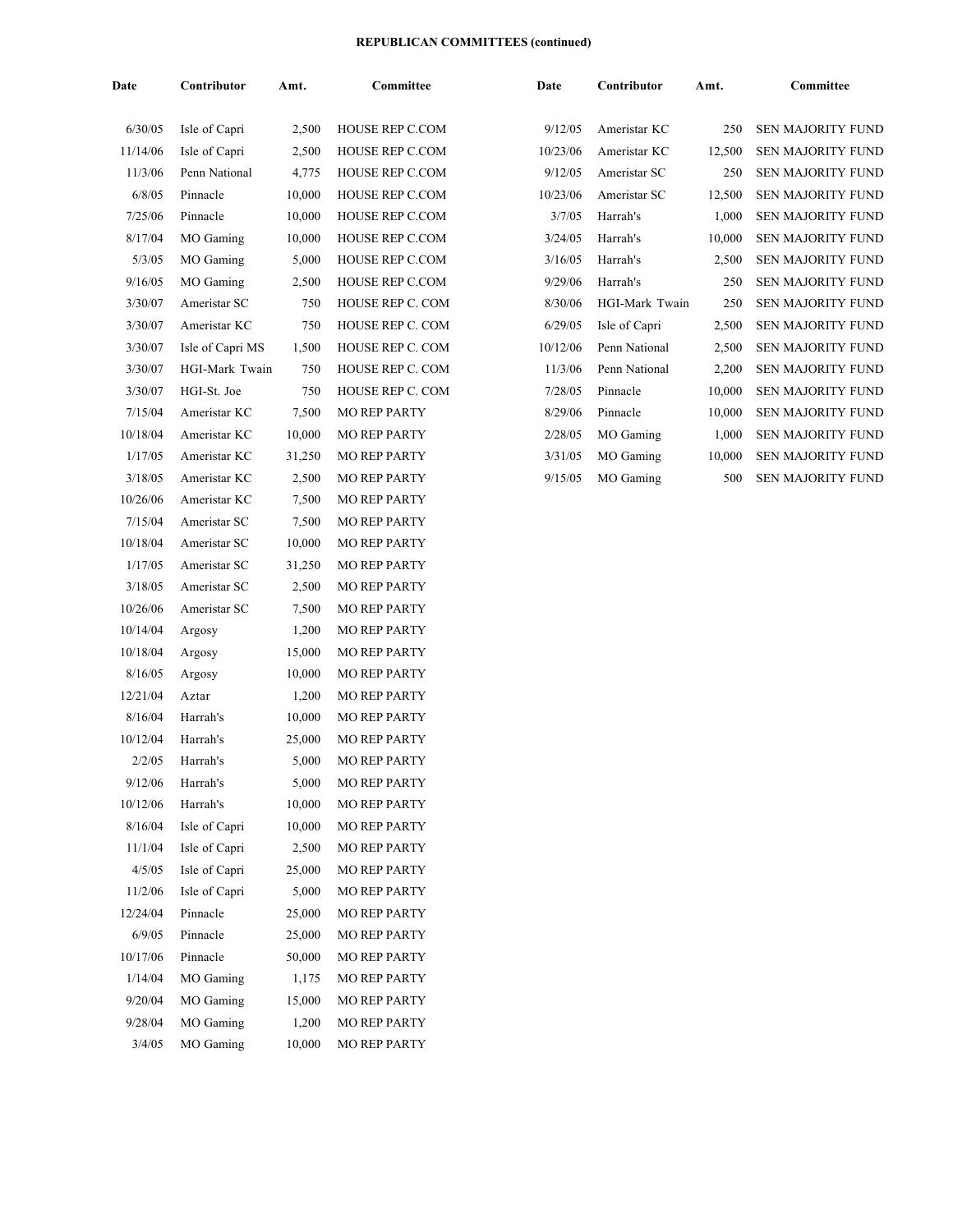**REPUBLICAN COMMITTEES (continued)**

| Date | Contributor | Amt. | Committee |
|---|---|---|---|
| 6/30/05 | Isle of Capri | 2,500 | HOUSE REP C.COM |
| 11/14/06 | Isle of Capri | 2,500 | HOUSE REP C.COM |
| 11/3/06 | Penn National | 4,775 | HOUSE REP C.COM |
| 6/8/05 | Pinnacle | 10,000 | HOUSE REP C.COM |
| 7/25/06 | Pinnacle | 10,000 | HOUSE REP C.COM |
| 8/17/04 | MO Gaming | 10,000 | HOUSE REP C.COM |
| 5/3/05 | MO Gaming | 5,000 | HOUSE REP C.COM |
| 9/16/05 | MO Gaming | 2,500 | HOUSE REP C.COM |
| 3/30/07 | Ameristar SC | 750 | HOUSE REP C. COM |
| 3/30/07 | Ameristar KC | 750 | HOUSE REP C. COM |
| 3/30/07 | Isle of Capri MS | 1,500 | HOUSE REP C. COM |
| 3/30/07 | HGI-Mark Twain | 750 | HOUSE REP C. COM |
| 3/30/07 | HGI-St. Joe | 750 | HOUSE REP C. COM |
| 7/15/04 | Ameristar KC | 7,500 | MO REP PARTY |
| 10/18/04 | Ameristar KC | 10,000 | MO REP PARTY |
| 1/17/05 | Ameristar KC | 31,250 | MO REP PARTY |
| 3/18/05 | Ameristar KC | 2,500 | MO REP PARTY |
| 10/26/06 | Ameristar KC | 7,500 | MO REP PARTY |
| 7/15/04 | Ameristar SC | 7,500 | MO REP PARTY |
| 10/18/04 | Ameristar SC | 10,000 | MO REP PARTY |
| 1/17/05 | Ameristar SC | 31,250 | MO REP PARTY |
| 3/18/05 | Ameristar SC | 2,500 | MO REP PARTY |
| 10/26/06 | Ameristar SC | 7,500 | MO REP PARTY |
| 10/14/04 | Argosy | 1,200 | MO REP PARTY |
| 10/18/04 | Argosy | 15,000 | MO REP PARTY |
| 8/16/05 | Argosy | 10,000 | MO REP PARTY |
| 12/21/04 | Aztar | 1,200 | MO REP PARTY |
| 8/16/04 | Harrah's | 10,000 | MO REP PARTY |
| 10/12/04 | Harrah's | 25,000 | MO REP PARTY |
| 2/2/05 | Harrah's | 5,000 | MO REP PARTY |
| 9/12/06 | Harrah's | 5,000 | MO REP PARTY |
| 10/12/06 | Harrah's | 10,000 | MO REP PARTY |
| 8/16/04 | Isle of Capri | 10,000 | MO REP PARTY |
| 11/1/04 | Isle of Capri | 2,500 | MO REP PARTY |
| 4/5/05 | Isle of Capri | 25,000 | MO REP PARTY |
| 11/2/06 | Isle of Capri | 5,000 | MO REP PARTY |
| 12/24/04 | Pinnacle | 25,000 | MO REP PARTY |
| 6/9/05 | Pinnacle | 25,000 | MO REP PARTY |
| 10/17/06 | Pinnacle | 50,000 | MO REP PARTY |
| 1/14/04 | MO Gaming | 1,175 | MO REP PARTY |
| 9/20/04 | MO Gaming | 15,000 | MO REP PARTY |
| 9/28/04 | MO Gaming | 1,200 | MO REP PARTY |
| 3/4/05 | MO Gaming | 10,000 | MO REP PARTY |

| Date | Contributor | Amt. | Committee |
|---|---|---|---|
| 9/12/05 | Ameristar KC | 250 | SEN MAJORITY FUND |
| 10/23/06 | Ameristar KC | 12,500 | SEN MAJORITY FUND |
| 9/12/05 | Ameristar SC | 250 | SEN MAJORITY FUND |
| 10/23/06 | Ameristar SC | 12,500 | SEN MAJORITY FUND |
| 3/7/05 | Harrah's | 1,000 | SEN MAJORITY FUND |
| 3/24/05 | Harrah's | 10,000 | SEN MAJORITY FUND |
| 3/16/05 | Harrah's | 2,500 | SEN MAJORITY FUND |
| 9/29/06 | Harrah's | 250 | SEN MAJORITY FUND |
| 8/30/06 | HGI-Mark Twain | 250 | SEN MAJORITY FUND |
| 6/29/05 | Isle of Capri | 2,500 | SEN MAJORITY FUND |
| 10/12/06 | Penn National | 2,500 | SEN MAJORITY FUND |
| 11/3/06 | Penn National | 2,200 | SEN MAJORITY FUND |
| 7/28/05 | Pinnacle | 10,000 | SEN MAJORITY FUND |
| 8/29/06 | Pinnacle | 10,000 | SEN MAJORITY FUND |
| 2/28/05 | MO Gaming | 1,000 | SEN MAJORITY FUND |
| 3/31/05 | MO Gaming | 10,000 | SEN MAJORITY FUND |
| 9/15/05 | MO Gaming | 500 | SEN MAJORITY FUND |